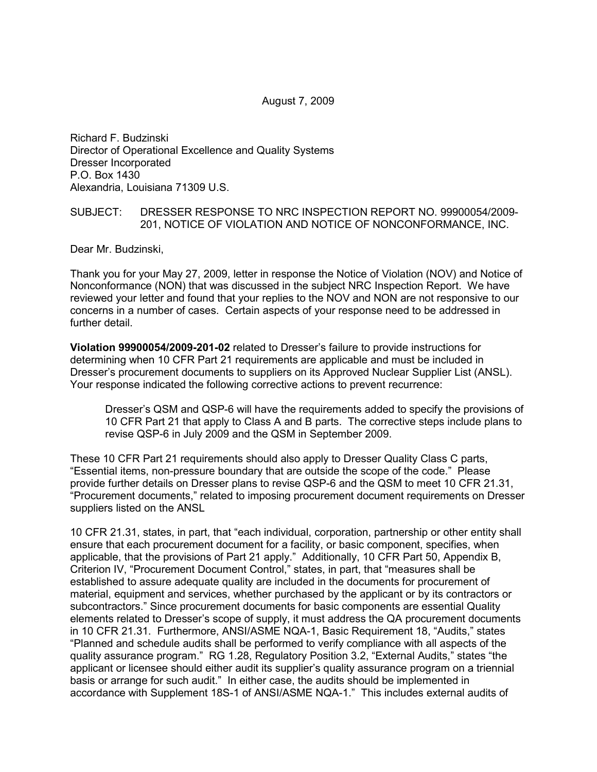August 7, 2009

Richard F. Budzinski
Director of Operational Excellence and Quality Systems
Dresser Incorporated
P.O. Box 1430
Alexandria, Louisiana 71309 U.S.

SUBJECT: DRESSER RESPONSE TO NRC INSPECTION REPORT NO. 99900054/2009-201, NOTICE OF VIOLATION AND NOTICE OF NONCONFORMANCE, INC.

Dear Mr. Budzinski,

Thank you for your May 27, 2009, letter in response the Notice of Violation (NOV) and Notice of Nonconformance (NON) that was discussed in the subject NRC Inspection Report. We have reviewed your letter and found that your replies to the NOV and NON are not responsive to our concerns in a number of cases. Certain aspects of your response need to be addressed in further detail.

**Violation 99900054/2009-201-02** related to Dresser's failure to provide instructions for determining when 10 CFR Part 21 requirements are applicable and must be included in Dresser's procurement documents to suppliers on its Approved Nuclear Supplier List (ANSL). Your response indicated the following corrective actions to prevent recurrence:

> Dresser's QSM and QSP-6 will have the requirements added to specify the provisions of 10 CFR Part 21 that apply to Class A and B parts. The corrective steps include plans to revise QSP-6 in July 2009 and the QSM in September 2009.

These 10 CFR Part 21 requirements should also apply to Dresser Quality Class C parts, "Essential items, non-pressure boundary that are outside the scope of the code." Please provide further details on Dresser plans to revise QSP-6 and the QSM to meet 10 CFR 21.31, "Procurement documents," related to imposing procurement document requirements on Dresser suppliers listed on the ANSL

10 CFR 21.31, states, in part, that "each individual, corporation, partnership or other entity shall ensure that each procurement document for a facility, or basic component, specifies, when applicable, that the provisions of Part 21 apply." Additionally, 10 CFR Part 50, Appendix B, Criterion IV, "Procurement Document Control," states, in part, that "measures shall be established to assure adequate quality are included in the documents for procurement of material, equipment and services, whether purchased by the applicant or by its contractors or subcontractors." Since procurement documents for basic components are essential Quality elements related to Dresser's scope of supply, it must address the QA procurement documents in 10 CFR 21.31. Furthermore, ANSI/ASME NQA-1, Basic Requirement 18, "Audits," states "Planned and schedule audits shall be performed to verify compliance with all aspects of the quality assurance program." RG 1.28, Regulatory Position 3.2, "External Audits," states "the applicant or licensee should either audit its supplier's quality assurance program on a triennial basis or arrange for such audit." In either case, the audits should be implemented in accordance with Supplement 18S-1 of ANSI/ASME NQA-1." This includes external audits of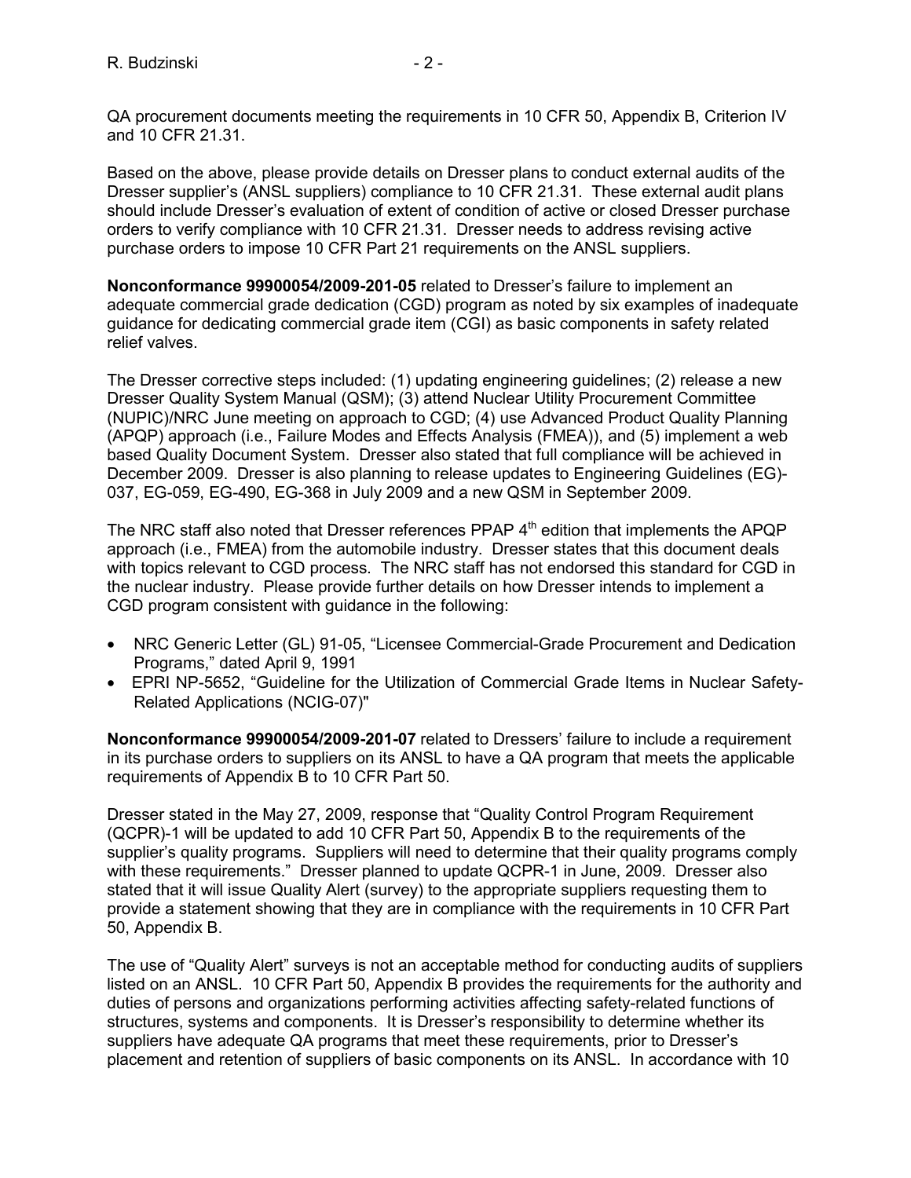QA procurement documents meeting the requirements in 10 CFR 50, Appendix B, Criterion IV and 10 CFR 21.31.

Based on the above, please provide details on Dresser plans to conduct external audits of the Dresser supplier's (ANSL suppliers) compliance to 10 CFR 21.31. These external audit plans should include Dresser's evaluation of extent of condition of active or closed Dresser purchase orders to verify compliance with 10 CFR 21.31. Dresser needs to address revising active purchase orders to impose 10 CFR Part 21 requirements on the ANSL suppliers.

**Nonconformance 99900054/2009-201-05** related to Dresser's failure to implement an adequate commercial grade dedication (CGD) program as noted by six examples of inadequate guidance for dedicating commercial grade item (CGI) as basic components in safety related relief valves.

The Dresser corrective steps included: (1) updating engineering guidelines; (2) release a new Dresser Quality System Manual (QSM); (3) attend Nuclear Utility Procurement Committee (NUPIC)/NRC June meeting on approach to CGD; (4) use Advanced Product Quality Planning (APQP) approach (i.e., Failure Modes and Effects Analysis (FMEA)), and (5) implement a web based Quality Document System. Dresser also stated that full compliance will be achieved in December 2009. Dresser is also planning to release updates to Engineering Guidelines (EG)-037, EG-059, EG-490, EG-368 in July 2009 and a new QSM in September 2009.

The NRC staff also noted that Dresser references PPAP 4th edition that implements the APQP approach (i.e., FMEA) from the automobile industry. Dresser states that this document deals with topics relevant to CGD process. The NRC staff has not endorsed this standard for CGD in the nuclear industry. Please provide further details on how Dresser intends to implement a CGD program consistent with guidance in the following:

- NRC Generic Letter (GL) 91-05, "Licensee Commercial-Grade Procurement and Dedication Programs," dated April 9, 1991
- EPRI NP-5652, "Guideline for the Utilization of Commercial Grade Items in Nuclear Safety-Related Applications (NCIG-07)"

**Nonconformance 99900054/2009-201-07** related to Dressers' failure to include a requirement in its purchase orders to suppliers on its ANSL to have a QA program that meets the applicable requirements of Appendix B to 10 CFR Part 50.

Dresser stated in the May 27, 2009, response that "Quality Control Program Requirement (QCPR)-1 will be updated to add 10 CFR Part 50, Appendix B to the requirements of the supplier's quality programs. Suppliers will need to determine that their quality programs comply with these requirements." Dresser planned to update QCPR-1 in June, 2009. Dresser also stated that it will issue Quality Alert (survey) to the appropriate suppliers requesting them to provide a statement showing that they are in compliance with the requirements in 10 CFR Part 50, Appendix B.

The use of "Quality Alert" surveys is not an acceptable method for conducting audits of suppliers listed on an ANSL. 10 CFR Part 50, Appendix B provides the requirements for the authority and duties of persons and organizations performing activities affecting safety-related functions of structures, systems and components. It is Dresser's responsibility to determine whether its suppliers have adequate QA programs that meet these requirements, prior to Dresser's placement and retention of suppliers of basic components on its ANSL. In accordance with 10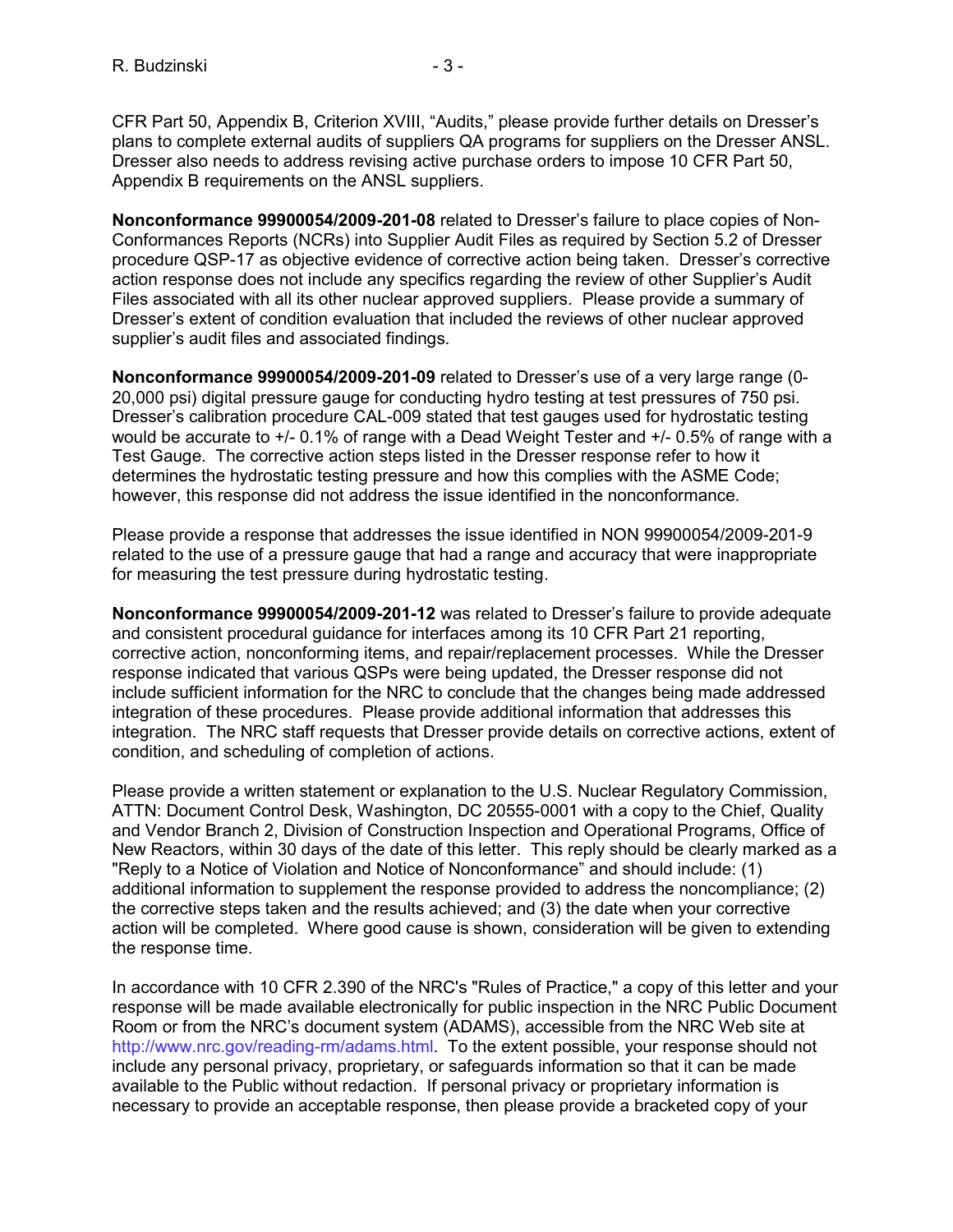CFR Part 50, Appendix B, Criterion XVIII, “Audits,” please provide further details on Dresser’s plans to complete external audits of suppliers QA programs for suppliers on the Dresser ANSL. Dresser also needs to address revising active purchase orders to impose 10 CFR Part 50, Appendix B requirements on the ANSL suppliers.

**Nonconformance 99900054/2009-201-08** related to Dresser’s failure to place copies of Non-Conformances Reports (NCRs) into Supplier Audit Files as required by Section 5.2 of Dresser procedure QSP-17 as objective evidence of corrective action being taken. Dresser’s corrective action response does not include any specifics regarding the review of other Supplier’s Audit Files associated with all its other nuclear approved suppliers. Please provide a summary of Dresser’s extent of condition evaluation that included the reviews of other nuclear approved supplier’s audit files and associated findings.

**Nonconformance 99900054/2009-201-09** related to Dresser’s use of a very large range (0-20,000 psi) digital pressure gauge for conducting hydro testing at test pressures of 750 psi. Dresser’s calibration procedure CAL-009 stated that test gauges used for hydrostatic testing would be accurate to +/- 0.1% of range with a Dead Weight Tester and +/- 0.5% of range with a Test Gauge. The corrective action steps listed in the Dresser response refer to how it determines the hydrostatic testing pressure and how this complies with the ASME Code; however, this response did not address the issue identified in the nonconformance.

Please provide a response that addresses the issue identified in NON 99900054/2009-201-9 related to the use of a pressure gauge that had a range and accuracy that were inappropriate for measuring the test pressure during hydrostatic testing.

**Nonconformance 99900054/2009-201-12** was related to Dresser’s failure to provide adequate and consistent procedural guidance for interfaces among its 10 CFR Part 21 reporting, corrective action, nonconforming items, and repair/replacement processes. While the Dresser response indicated that various QSPs were being updated, the Dresser response did not include sufficient information for the NRC to conclude that the changes being made addressed integration of these procedures. Please provide additional information that addresses this integration. The NRC staff requests that Dresser provide details on corrective actions, extent of condition, and scheduling of completion of actions.

Please provide a written statement or explanation to the U.S. Nuclear Regulatory Commission, ATTN: Document Control Desk, Washington, DC 20555-0001 with a copy to the Chief, Quality and Vendor Branch 2, Division of Construction Inspection and Operational Programs, Office of New Reactors, within 30 days of the date of this letter. This reply should be clearly marked as a "Reply to a Notice of Violation and Notice of Nonconformance” and should include: (1) additional information to supplement the response provided to address the noncompliance; (2) the corrective steps taken and the results achieved; and (3) the date when your corrective action will be completed. Where good cause is shown, consideration will be given to extending the response time.

In accordance with 10 CFR 2.390 of the NRC's "Rules of Practice," a copy of this letter and your response will be made available electronically for public inspection in the NRC Public Document Room or from the NRC’s document system (ADAMS), accessible from the NRC Web site at http://www.nrc.gov/reading-rm/adams.html. To the extent possible, your response should not include any personal privacy, proprietary, or safeguards information so that it can be made available to the Public without redaction. If personal privacy or proprietary information is necessary to provide an acceptable response, then please provide a bracketed copy of your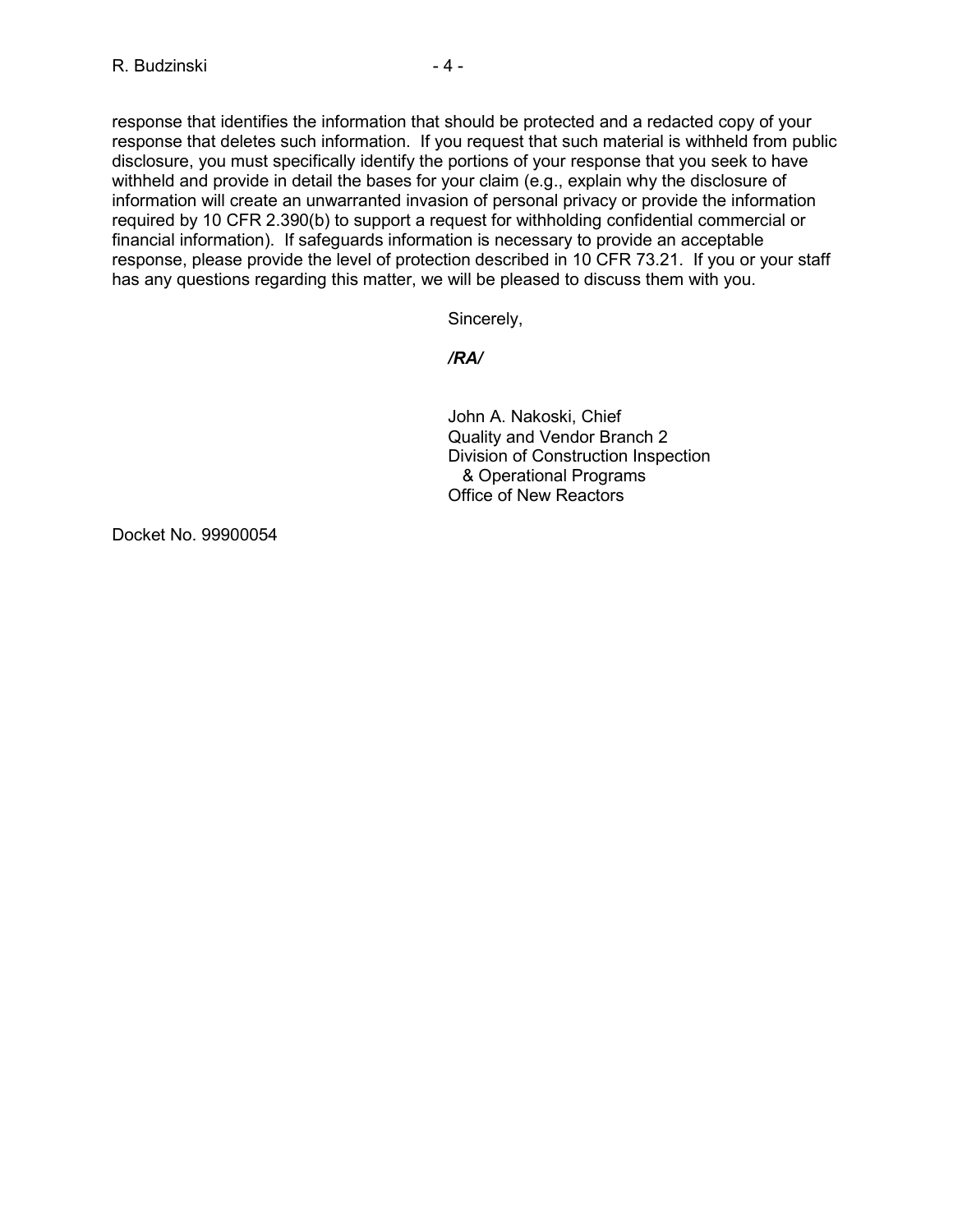response that identifies the information that should be protected and a redacted copy of your response that deletes such information. If you request that such material is withheld from public disclosure, you must specifically identify the portions of your response that you seek to have withheld and provide in detail the bases for your claim (e.g., explain why the disclosure of information will create an unwarranted invasion of personal privacy or provide the information required by 10 CFR 2.390(b) to support a request for withholding confidential commercial or financial information). If safeguards information is necessary to provide an acceptable response, please provide the level of protection described in 10 CFR 73.21. If you or your staff has any questions regarding this matter, we will be pleased to discuss them with you.

Sincerely,

***/RA/***

John A. Nakoski, Chief
Quality and Vendor Branch 2
Division of Construction Inspection
& Operational Programs
Office of New Reactors

Docket No. 99900054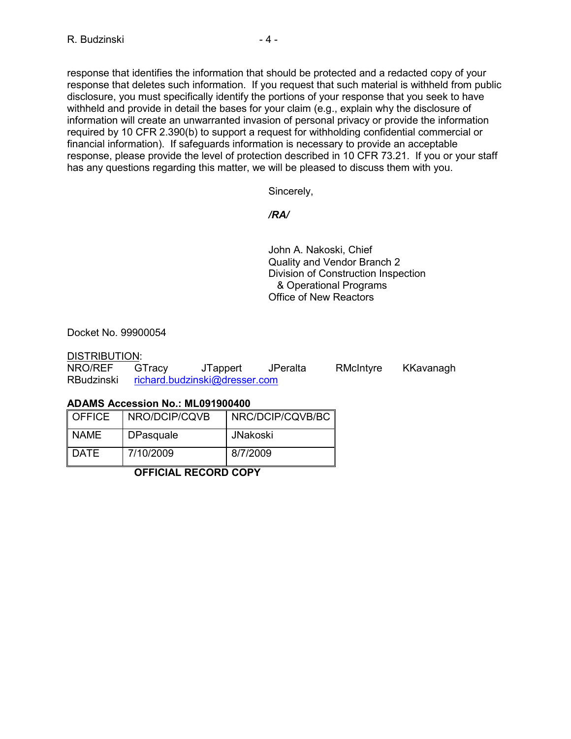response that identifies the information that should be protected and a redacted copy of your response that deletes such information. If you request that such material is withheld from public disclosure, you must specifically identify the portions of your response that you seek to have withheld and provide in detail the bases for your claim (e.g., explain why the disclosure of information will create an unwarranted invasion of personal privacy or provide the information required by 10 CFR 2.390(b) to support a request for withholding confidential commercial or financial information). If safeguards information is necessary to provide an acceptable response, please provide the level of protection described in 10 CFR 73.21. If you or your staff has any questions regarding this matter, we will be pleased to discuss them with you.

Sincerely,

*/RA/*

John A. Nakoski, Chief
Quality and Vendor Branch 2
Division of Construction Inspection
& Operational Programs
Office of New Reactors

Docket No. 99900054

DISTRIBUTION:
NRO/REF GTracy JTappert JPeralta RMcIntyre KKavanagh
RBudzinski richard.budzinski@dresser.com

**ADAMS Accession No.: ML091900400**

| OFFICE | NRO/DCIP/CQVB | NRC/DCIP/CQVB/BC |
|---|---|---|
| NAME | DPasquale | JNakoski |
| DATE | 7/10/2009 | 8/7/2009 |

**OFFICIAL RECORD COPY**